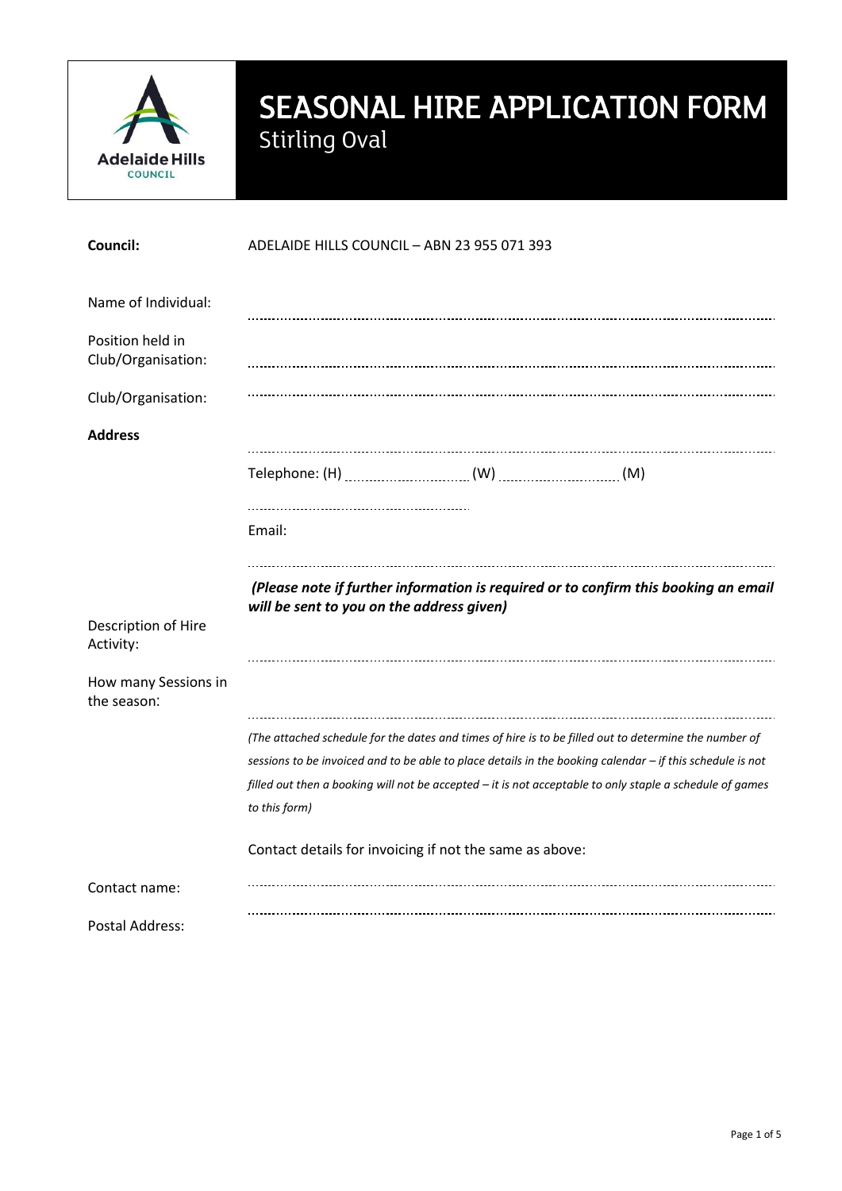# SEASONAL HIRE APPLICATION FORM

## Stirling Oval

**Council:** ADELAIDE HILLS COUNCIL – ABN 23 955 071 393

Name of Individual: ..........................................................................................................

Position held in Club/Organisation: ..........................................................................................................

Club/Organisation: ..........................................................................................................

**Address** ..........................................................................................................

Telephone: (H) .................................. (W) .................................. (M) ..................................

Email: ..........................................................................................................

***(Please note if further information is required or to confirm this booking an email will be sent to you on the address given)***

Description of Hire Activity: ..........................................................................................................

How many Sessions in the season: ..........................................................................................................

*(The attached schedule for the dates and times of hire is to be filled out to determine the number of sessions to be invoiced and to be able to place details in the booking calendar – if this schedule is not filled out then a booking will not be accepted – it is not acceptable to only staple a schedule of games to this form)*

Contact details for invoicing if not the same as above:

Contact name: ..........................................................................................................

Postal Address: ..........................................................................................................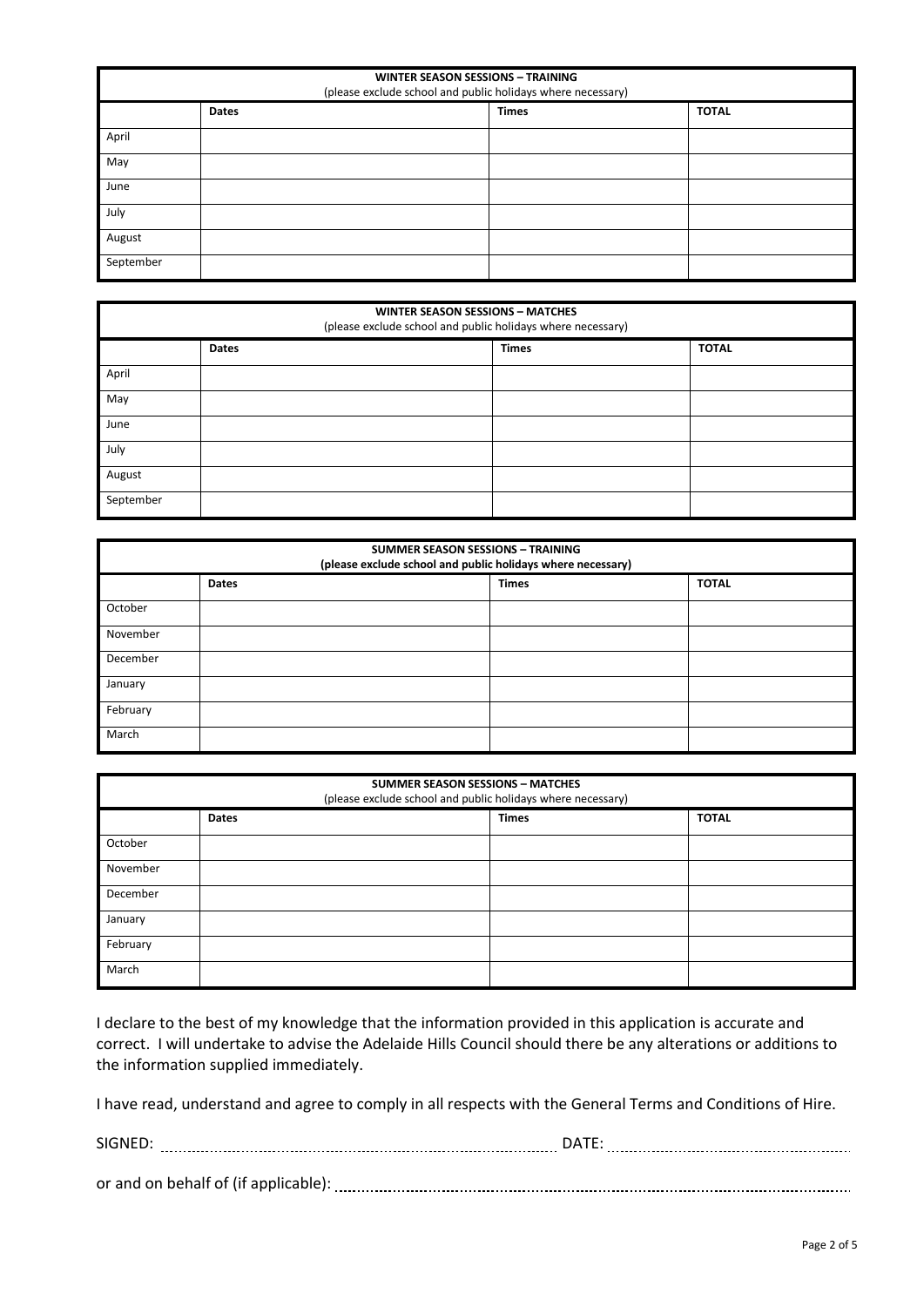| WINTER SEASON SESSIONS – TRAINING (please exclude school and public holidays where necessary) | | | |
|---|---|---|---|
| | **Dates** | **Times** | **TOTAL** |
| April | | | |
| May | | | |
| June | | | |
| July | | | |
| August | | | |
| September | | | |

| WINTER SEASON SESSIONS – MATCHES (please exclude school and public holidays where necessary) | | | |
|---|---|---|---|
| | **Dates** | **Times** | **TOTAL** |
| April | | | |
| May | | | |
| June | | | |
| July | | | |
| August | | | |
| September | | | |

| SUMMER SEASON SESSIONS – TRAINING (please exclude school and public holidays where necessary) | | | |
|---|---|---|---|
| | **Dates** | **Times** | **TOTAL** |
| October | | | |
| November | | | |
| December | | | |
| January | | | |
| February | | | |
| March | | | |

| SUMMER SEASON SESSIONS – MATCHES (please exclude school and public holidays where necessary) | | | |
|---|---|---|---|
| | **Dates** | **Times** | **TOTAL** |
| October | | | |
| November | | | |
| December | | | |
| January | | | |
| February | | | |
| March | | | |

I declare to the best of my knowledge that the information provided in this application is accurate and correct. I will undertake to advise the Adelaide Hills Council should there be any alterations or additions to the information supplied immediately.

I have read, understand and agree to comply in all respects with the General Terms and Conditions of Hire.

SIGNED: .................................................................... DATE: ..............................................

or and on behalf of (if applicable): ....................................................................................................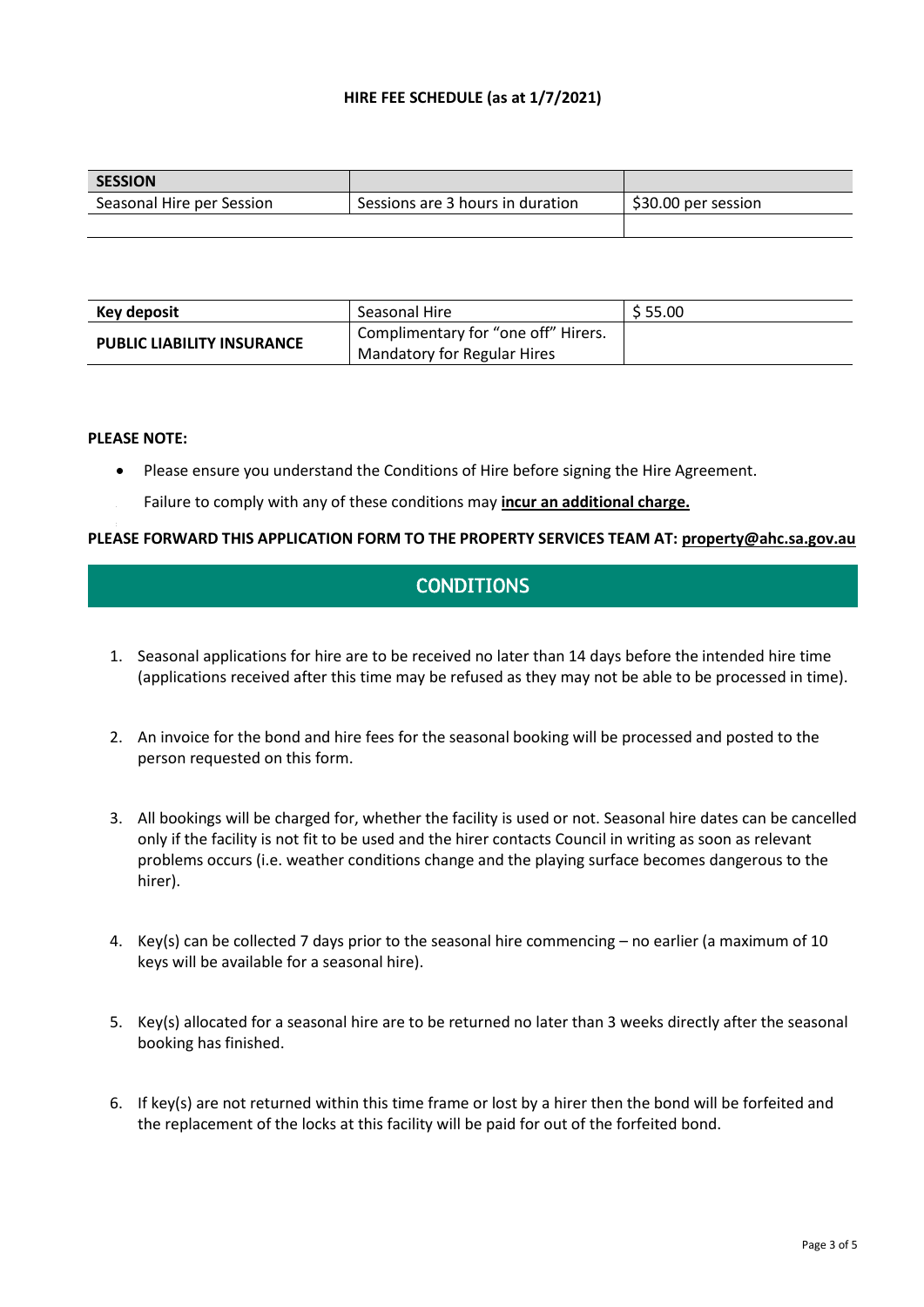**HIRE FEE SCHEDULE (as at 1/7/2021)**

| **SESSION** | | |
|---|---|---|
| Seasonal Hire per Session | Sessions are 3 hours in duration | $30.00 per session |
| | | |

| **Key deposit** | Seasonal Hire | $ 55.00 |
|---|---|---|
| **PUBLIC LIABILITY INSURANCE** | Complimentary for "one off" Hirers. Mandatory for Regular Hires | |

**PLEASE NOTE:**

- Please ensure you understand the Conditions of Hire before signing the Hire Agreement.

  Failure to comply with any of these conditions may **incur an additional charge.**

**PLEASE FORWARD THIS APPLICATION FORM TO THE PROPERTY SERVICES TEAM AT: property@ahc.sa.gov.au**

## CONDITIONS

1. Seasonal applications for hire are to be received no later than 14 days before the intended hire time (applications received after this time may be refused as they may not be able to be processed in time).

2. An invoice for the bond and hire fees for the seasonal booking will be processed and posted to the person requested on this form.

3. All bookings will be charged for, whether the facility is used or not. Seasonal hire dates can be cancelled only if the facility is not fit to be used and the hirer contacts Council in writing as soon as relevant problems occurs (i.e. weather conditions change and the playing surface becomes dangerous to the hirer).

4. Key(s) can be collected 7 days prior to the seasonal hire commencing – no earlier (a maximum of 10 keys will be available for a seasonal hire).

5. Key(s) allocated for a seasonal hire are to be returned no later than 3 weeks directly after the seasonal booking has finished.

6. If key(s) are not returned within this time frame or lost by a hirer then the bond will be forfeited and the replacement of the locks at this facility will be paid for out of the forfeited bond.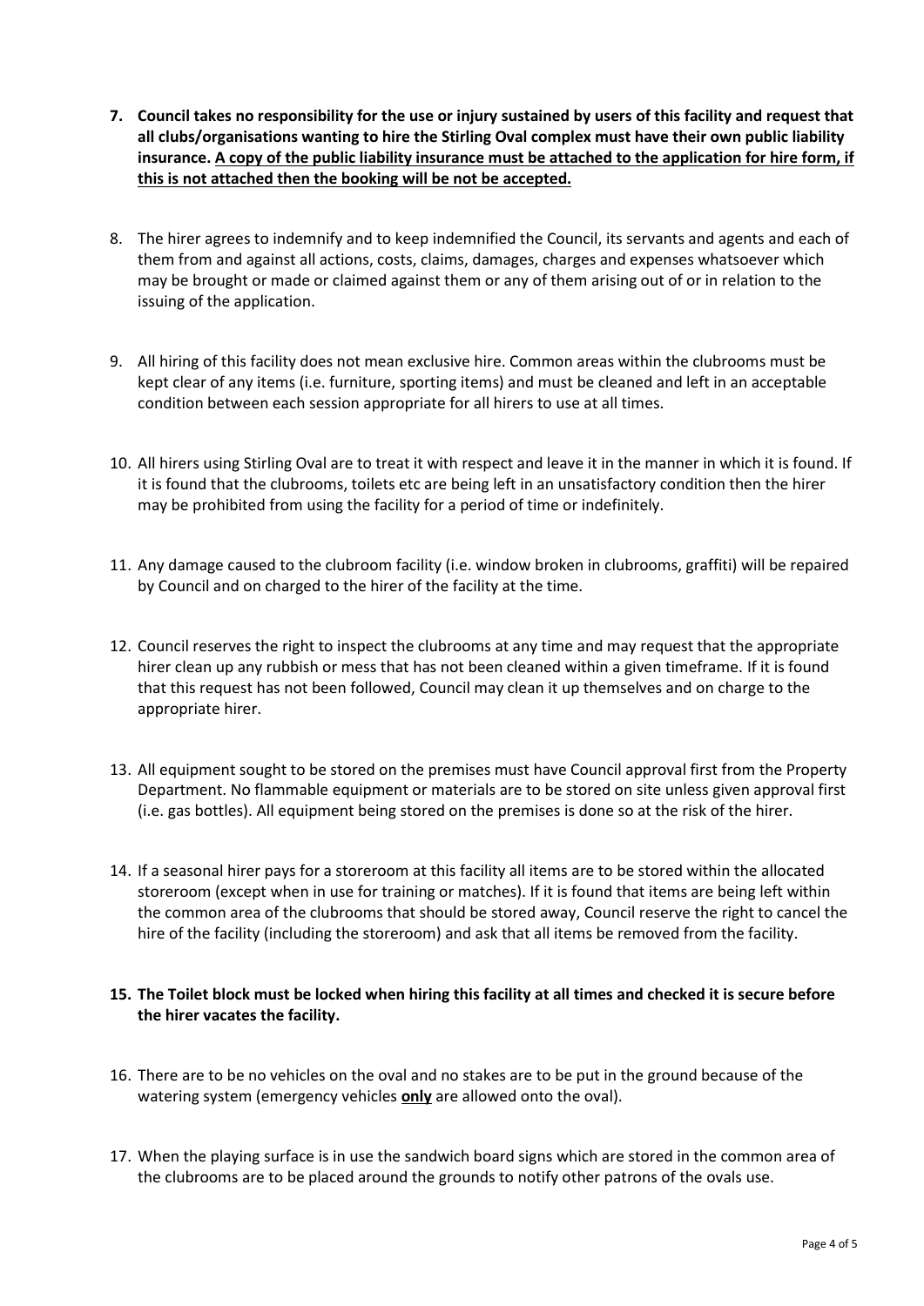7. **Council takes no responsibility for the use or injury sustained by users of this facility and request that all clubs/organisations wanting to hire the Stirling Oval complex must have their own public liability insurance. <u>A copy of the public liability insurance must be attached to the application for hire form, if this is not attached then the booking will be not be accepted.</u>**

8. The hirer agrees to indemnify and to keep indemnified the Council, its servants and agents and each of them from and against all actions, costs, claims, damages, charges and expenses whatsoever which may be brought or made or claimed against them or any of them arising out of or in relation to the issuing of the application.

9. All hiring of this facility does not mean exclusive hire. Common areas within the clubrooms must be kept clear of any items (i.e. furniture, sporting items) and must be cleaned and left in an acceptable condition between each session appropriate for all hirers to use at all times.

10. All hirers using Stirling Oval are to treat it with respect and leave it in the manner in which it is found. If it is found that the clubrooms, toilets etc are being left in an unsatisfactory condition then the hirer may be prohibited from using the facility for a period of time or indefinitely.

11. Any damage caused to the clubroom facility (i.e. window broken in clubrooms, graffiti) will be repaired by Council and on charged to the hirer of the facility at the time.

12. Council reserves the right to inspect the clubrooms at any time and may request that the appropriate hirer clean up any rubbish or mess that has not been cleaned within a given timeframe. If it is found that this request has not been followed, Council may clean it up themselves and on charge to the appropriate hirer.

13. All equipment sought to be stored on the premises must have Council approval first from the Property Department. No flammable equipment or materials are to be stored on site unless given approval first (i.e. gas bottles). All equipment being stored on the premises is done so at the risk of the hirer.

14. If a seasonal hirer pays for a storeroom at this facility all items are to be stored within the allocated storeroom (except when in use for training or matches). If it is found that items are being left within the common area of the clubrooms that should be stored away, Council reserve the right to cancel the hire of the facility (including the storeroom) and ask that all items be removed from the facility.

15. **The Toilet block must be locked when hiring this facility at all times and checked it is secure before the hirer vacates the facility.**

16. There are to be no vehicles on the oval and no stakes are to be put in the ground because of the watering system (emergency vehicles <u>**only**</u> are allowed onto the oval).

17. When the playing surface is in use the sandwich board signs which are stored in the common area of the clubrooms are to be placed around the grounds to notify other patrons of the ovals use.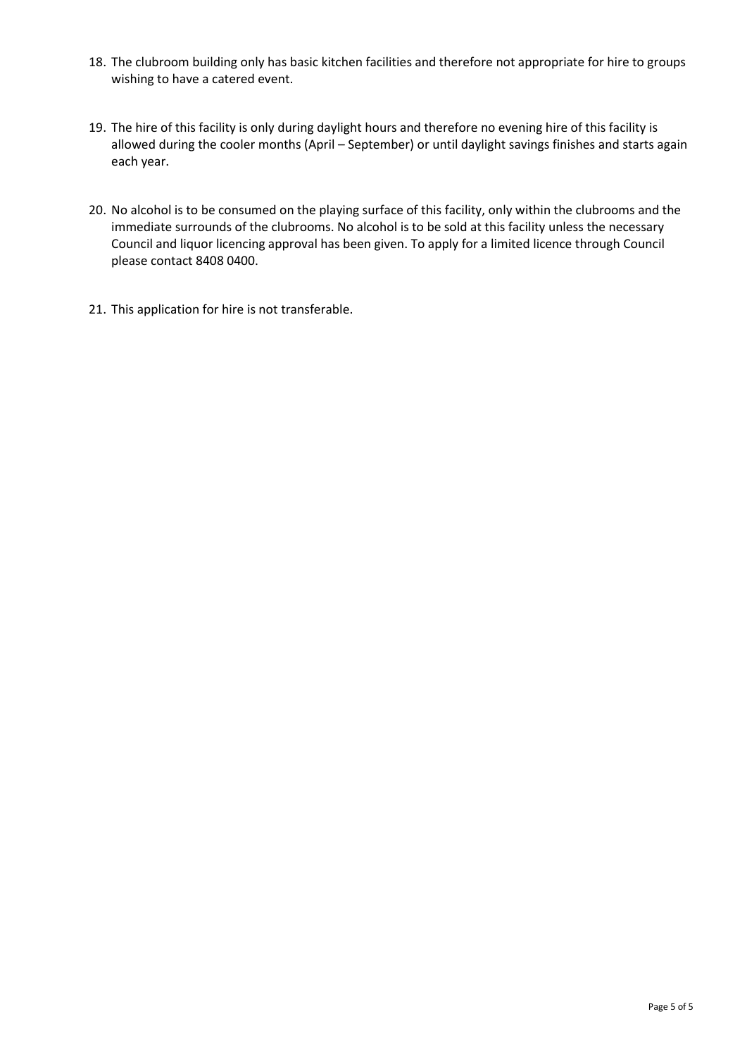18. The clubroom building only has basic kitchen facilities and therefore not appropriate for hire to groups wishing to have a catered event.

19. The hire of this facility is only during daylight hours and therefore no evening hire of this facility is allowed during the cooler months (April – September) or until daylight savings finishes and starts again each year.

20. No alcohol is to be consumed on the playing surface of this facility, only within the clubrooms and the immediate surrounds of the clubrooms. No alcohol is to be sold at this facility unless the necessary Council and liquor licencing approval has been given. To apply for a limited licence through Council please contact 8408 0400.

21. This application for hire is not transferable.